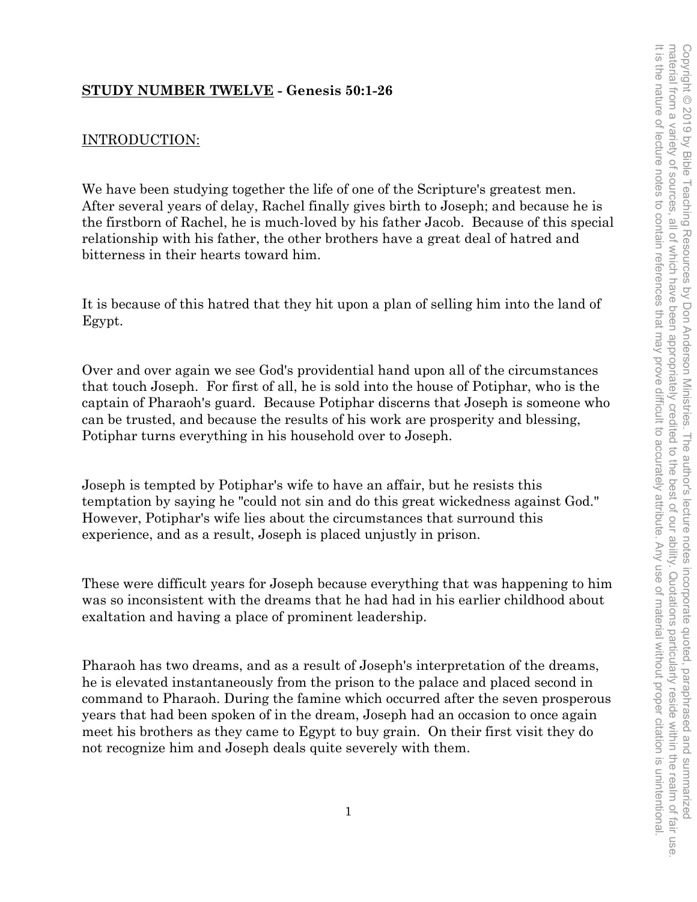**STUDY NUMBER TWELVE** - **Genesis 50:1-26**

INTRODUCTION:

We have been studying together the life of one of the Scripture's greatest men. After several years of delay, Rachel finally gives birth to Joseph; and because he is the firstborn of Rachel, he is much-loved by his father Jacob. Because of this special relationship with his father, the other brothers have a great deal of hatred and bitterness in their hearts toward him.

It is because of this hatred that they hit upon a plan of selling him into the land of Egypt.

Over and over again we see God's providential hand upon all of the circumstances that touch Joseph. For first of all, he is sold into the house of Potiphar, who is the captain of Pharaoh's guard. Because Potiphar discerns that Joseph is someone who can be trusted, and because the results of his work are prosperity and blessing, Potiphar turns everything in his household over to Joseph.

Joseph is tempted by Potiphar's wife to have an affair, but he resists this temptation by saying he "could not sin and do this great wickedness against God." However, Potiphar's wife lies about the circumstances that surround this experience, and as a result, Joseph is placed unjustly in prison.

These were difficult years for Joseph because everything that was happening to him was so inconsistent with the dreams that he had had in his earlier childhood about exaltation and having a place of prominent leadership.

Pharaoh has two dreams, and as a result of Joseph's interpretation of the dreams, he is elevated instantaneously from the prison to the palace and placed second in command to Pharaoh. During the famine which occurred after the seven prosperous years that had been spoken of in the dream, Joseph had an occasion to once again meet his brothers as they came to Egypt to buy grain. On their first visit they do not recognize him and Joseph deals quite severely with them.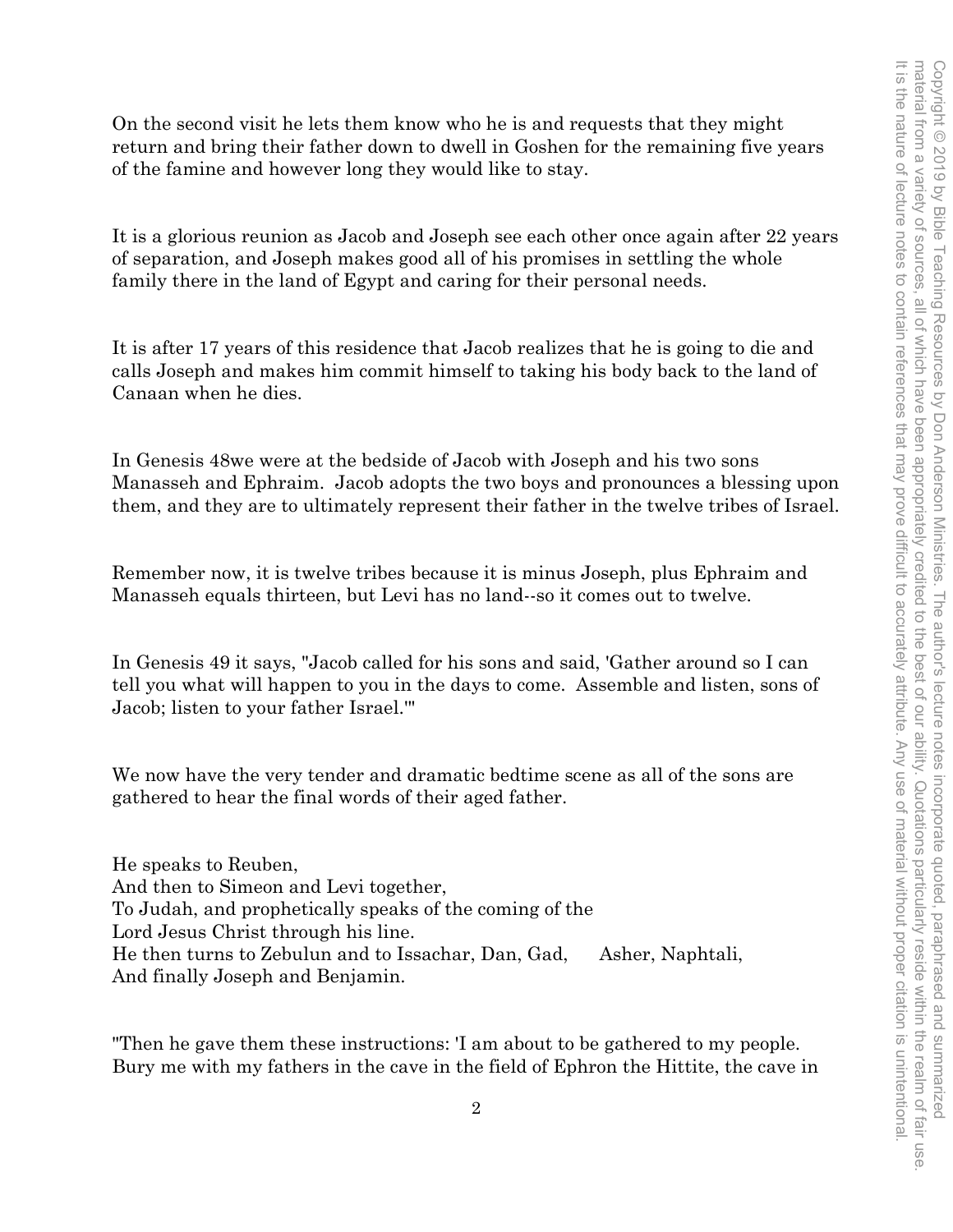On the second visit he lets them know who he is and requests that they might return and bring their father down to dwell in Goshen for the remaining five years of the famine and however long they would like to stay.

It is a glorious reunion as Jacob and Joseph see each other once again after 22 years of separation, and Joseph makes good all of his promises in settling the whole family there in the land of Egypt and caring for their personal needs.

It is after 17 years of this residence that Jacob realizes that he is going to die and calls Joseph and makes him commit himself to taking his body back to the land of Canaan when he dies.

In Genesis 48we were at the bedside of Jacob with Joseph and his two sons Manasseh and Ephraim. Jacob adopts the two boys and pronounces a blessing upon them, and they are to ultimately represent their father in the twelve tribes of Israel.

Remember now, it is twelve tribes because it is minus Joseph, plus Ephraim and Manasseh equals thirteen, but Levi has no land--so it comes out to twelve.

In Genesis 49 it says, "Jacob called for his sons and said, 'Gather around so I can tell you what will happen to you in the days to come. Assemble and listen, sons of Jacob; listen to your father Israel.'"

We now have the very tender and dramatic bedtime scene as all of the sons are gathered to hear the final words of their aged father.

He speaks to Reuben,  
And then to Simeon and Levi together,  
To Judah, and prophetically speaks of the coming of the  
Lord Jesus Christ through his line.  
He then turns to Zebulun and to Issachar, Dan, Gad, Asher, Naphtali,  
And finally Joseph and Benjamin.

"Then he gave them these instructions: 'I am about to be gathered to my people. Bury me with my fathers in the cave in the field of Ephron the Hittite, the cave in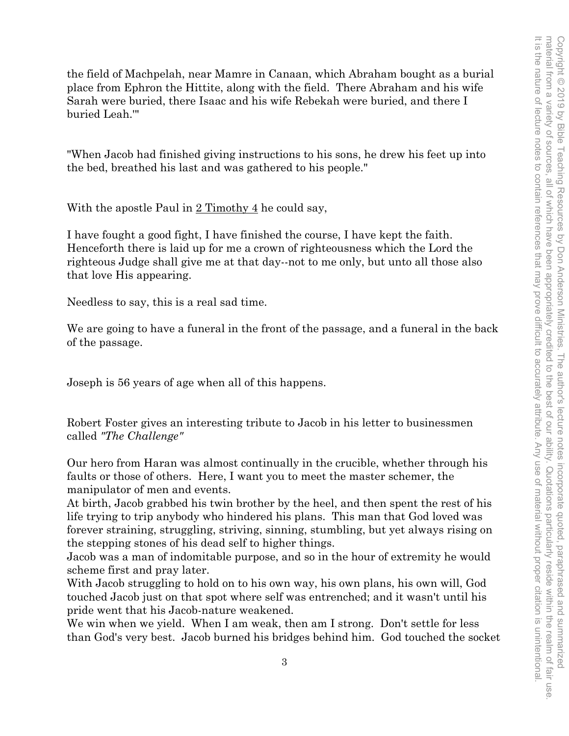the field of Machpelah, near Mamre in Canaan, which Abraham bought as a burial place from Ephron the Hittite, along with the field. There Abraham and his wife Sarah were buried, there Isaac and his wife Rebekah were buried, and there I buried Leah.'"

"When Jacob had finished giving instructions to his sons, he drew his feet up into the bed, breathed his last and was gathered to his people."

With the apostle Paul in 2 Timothy 4 he could say,

I have fought a good fight, I have finished the course, I have kept the faith. Henceforth there is laid up for me a crown of righteousness which the Lord the righteous Judge shall give me at that day--not to me only, but unto all those also that love His appearing.

Needless to say, this is a real sad time.

We are going to have a funeral in the front of the passage, and a funeral in the back of the passage.

Joseph is 56 years of age when all of this happens.

Robert Foster gives an interesting tribute to Jacob in his letter to businessmen called *"The Challenge"*

Our hero from Haran was almost continually in the crucible, whether through his faults or those of others. Here, I want you to meet the master schemer, the manipulator of men and events.
At birth, Jacob grabbed his twin brother by the heel, and then spent the rest of his life trying to trip anybody who hindered his plans. This man that God loved was forever straining, struggling, striving, sinning, stumbling, but yet always rising on the stepping stones of his dead self to higher things.
Jacob was a man of indomitable purpose, and so in the hour of extremity he would scheme first and pray later.
With Jacob struggling to hold on to his own way, his own plans, his own will, God touched Jacob just on that spot where self was entrenched; and it wasn't until his pride went that his Jacob-nature weakened.
We win when we yield. When I am weak, then am I strong. Don't settle for less than God's very best. Jacob burned his bridges behind him. God touched the socket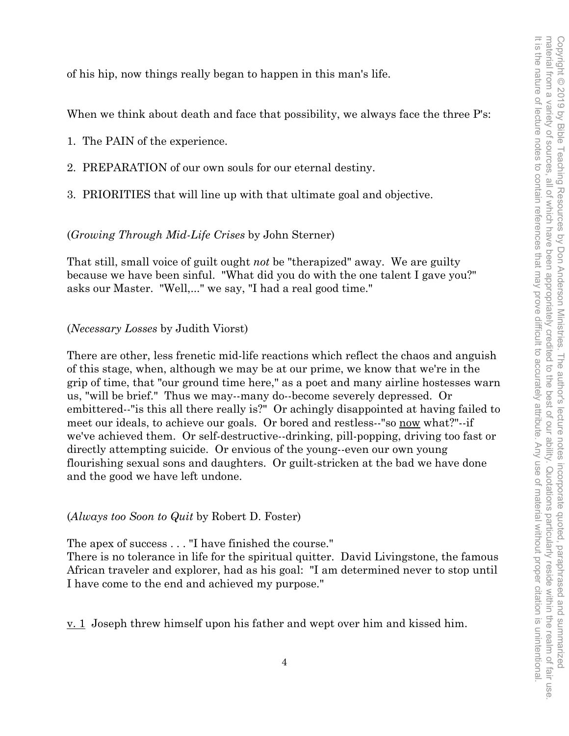of his hip, now things really began to happen in this man's life.

When we think about death and face that possibility, we always face the three P's:

1. The PAIN of the experience.

2. PREPARATION of our own souls for our eternal destiny.

3. PRIORITIES that will line up with that ultimate goal and objective.

(*Growing Through Mid-Life Crises* by John Sterner)

That still, small voice of guilt ought *not* be "therapized" away. We are guilty because we have been sinful. "What did you do with the one talent I gave you?" asks our Master. "Well,..." we say, "I had a real good time."

(*Necessary Losses* by Judith Viorst)

There are other, less frenetic mid-life reactions which reflect the chaos and anguish of this stage, when, although we may be at our prime, we know that we're in the grip of time, that "our ground time here," as a poet and many airline hostesses warn us, "will be brief." Thus we may--many do--become severely depressed. Or embittered--"is this all there really is?" Or achingly disappointed at having failed to meet our ideals, to achieve our goals. Or bored and restless--"so now what?"--if we've achieved them. Or self-destructive--drinking, pill-popping, driving too fast or directly attempting suicide. Or envious of the young--even our own young flourishing sexual sons and daughters. Or guilt-stricken at the bad we have done and the good we have left undone.

(*Always too Soon to Quit* by Robert D. Foster)

The apex of success . . . "I have finished the course."
There is no tolerance in life for the spiritual quitter. David Livingstone, the famous African traveler and explorer, had as his goal: "I am determined never to stop until I have come to the end and achieved my purpose."

v. 1 Joseph threw himself upon his father and wept over him and kissed him.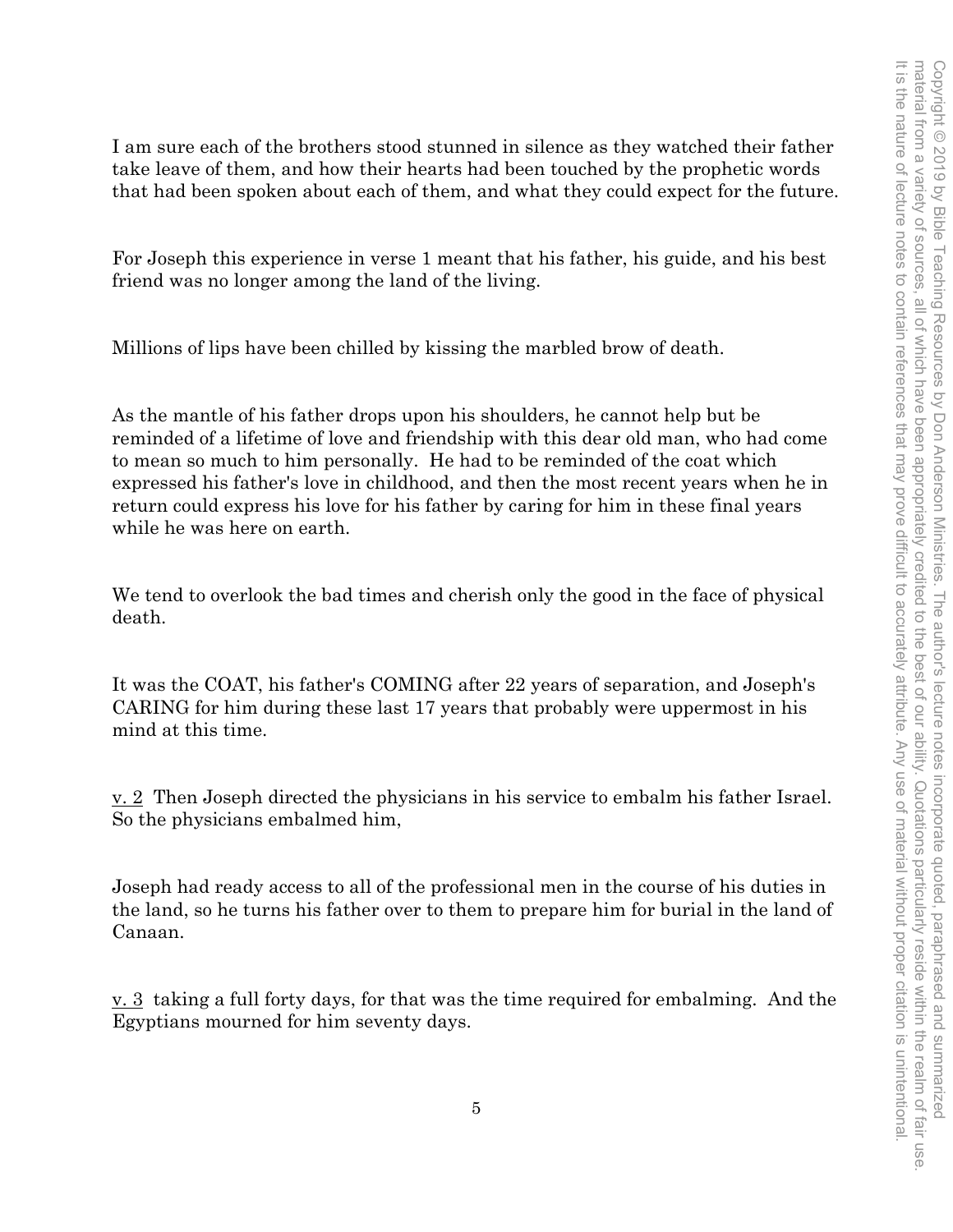I am sure each of the brothers stood stunned in silence as they watched their father take leave of them, and how their hearts had been touched by the prophetic words that had been spoken about each of them, and what they could expect for the future.

For Joseph this experience in verse 1 meant that his father, his guide, and his best friend was no longer among the land of the living.

Millions of lips have been chilled by kissing the marbled brow of death.

As the mantle of his father drops upon his shoulders, he cannot help but be reminded of a lifetime of love and friendship with this dear old man, who had come to mean so much to him personally. He had to be reminded of the coat which expressed his father's love in childhood, and then the most recent years when he in return could express his love for his father by caring for him in these final years while he was here on earth.

We tend to overlook the bad times and cherish only the good in the face of physical death.

It was the COAT, his father's COMING after 22 years of separation, and Joseph's CARING for him during these last 17 years that probably were uppermost in his mind at this time.

v. 2 Then Joseph directed the physicians in his service to embalm his father Israel. So the physicians embalmed him,

Joseph had ready access to all of the professional men in the course of his duties in the land, so he turns his father over to them to prepare him for burial in the land of Canaan.

v. 3 taking a full forty days, for that was the time required for embalming. And the Egyptians mourned for him seventy days.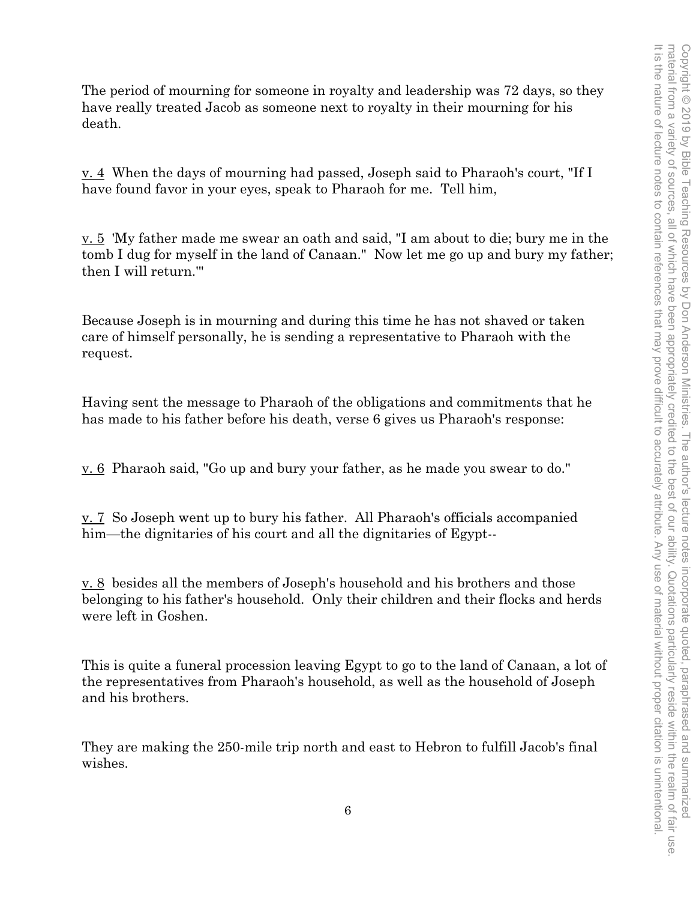The period of mourning for someone in royalty and leadership was 72 days, so they have really treated Jacob as someone next to royalty in their mourning for his death.

v. 4 When the days of mourning had passed, Joseph said to Pharaoh's court, "If I have found favor in your eyes, speak to Pharaoh for me. Tell him,

v. 5 'My father made me swear an oath and said, "I am about to die; bury me in the tomb I dug for myself in the land of Canaan." Now let me go up and bury my father; then I will return.'"

Because Joseph is in mourning and during this time he has not shaved or taken care of himself personally, he is sending a representative to Pharaoh with the request.

Having sent the message to Pharaoh of the obligations and commitments that he has made to his father before his death, verse 6 gives us Pharaoh's response:

v. 6 Pharaoh said, "Go up and bury your father, as he made you swear to do."

v. 7 So Joseph went up to bury his father. All Pharaoh's officials accompanied him—the dignitaries of his court and all the dignitaries of Egypt--

v. 8 besides all the members of Joseph's household and his brothers and those belonging to his father's household. Only their children and their flocks and herds were left in Goshen.

This is quite a funeral procession leaving Egypt to go to the land of Canaan, a lot of the representatives from Pharaoh's household, as well as the household of Joseph and his brothers.

They are making the 250-mile trip north and east to Hebron to fulfill Jacob's final wishes.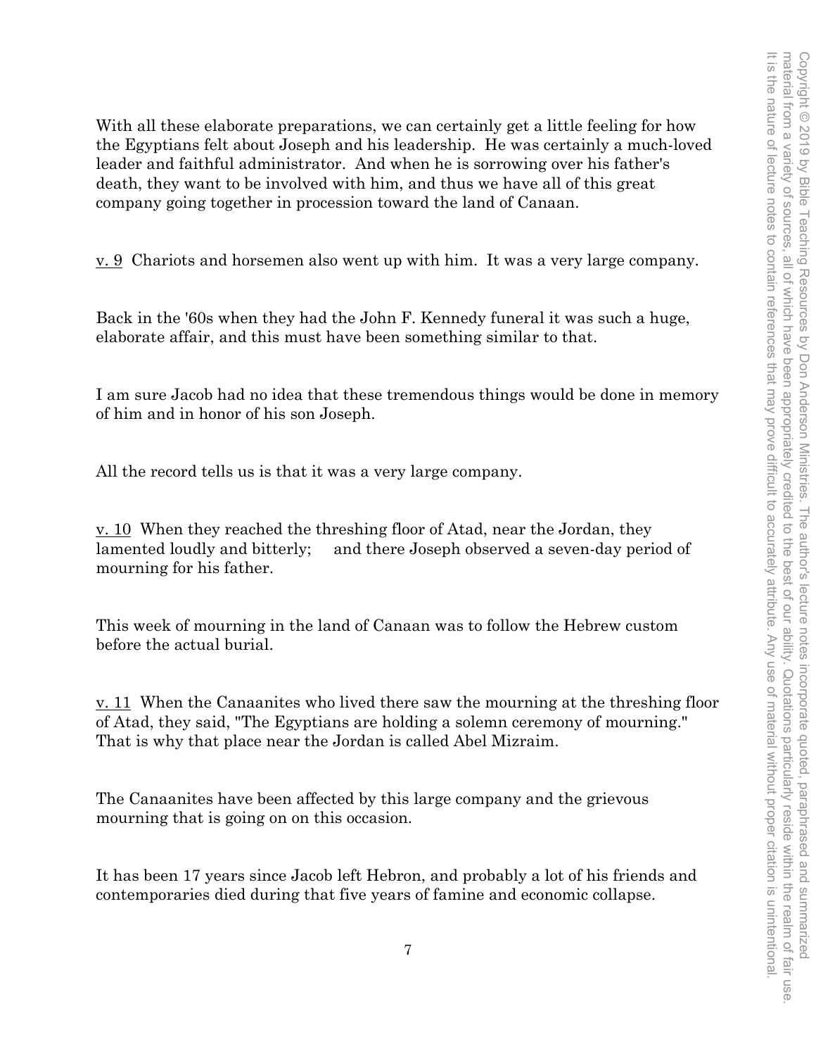With all these elaborate preparations, we can certainly get a little feeling for how the Egyptians felt about Joseph and his leadership. He was certainly a much-loved leader and faithful administrator. And when he is sorrowing over his father's death, they want to be involved with him, and thus we have all of this great company going together in procession toward the land of Canaan.

v. 9 Chariots and horsemen also went up with him. It was a very large company.

Back in the '60s when they had the John F. Kennedy funeral it was such a huge, elaborate affair, and this must have been something similar to that.

I am sure Jacob had no idea that these tremendous things would be done in memory of him and in honor of his son Joseph.

All the record tells us is that it was a very large company.

v. 10 When they reached the threshing floor of Atad, near the Jordan, they lamented loudly and bitterly; and there Joseph observed a seven-day period of mourning for his father.

This week of mourning in the land of Canaan was to follow the Hebrew custom before the actual burial.

v. 11 When the Canaanites who lived there saw the mourning at the threshing floor of Atad, they said, "The Egyptians are holding a solemn ceremony of mourning." That is why that place near the Jordan is called Abel Mizraim.

The Canaanites have been affected by this large company and the grievous mourning that is going on on this occasion.

It has been 17 years since Jacob left Hebron, and probably a lot of his friends and contemporaries died during that five years of famine and economic collapse.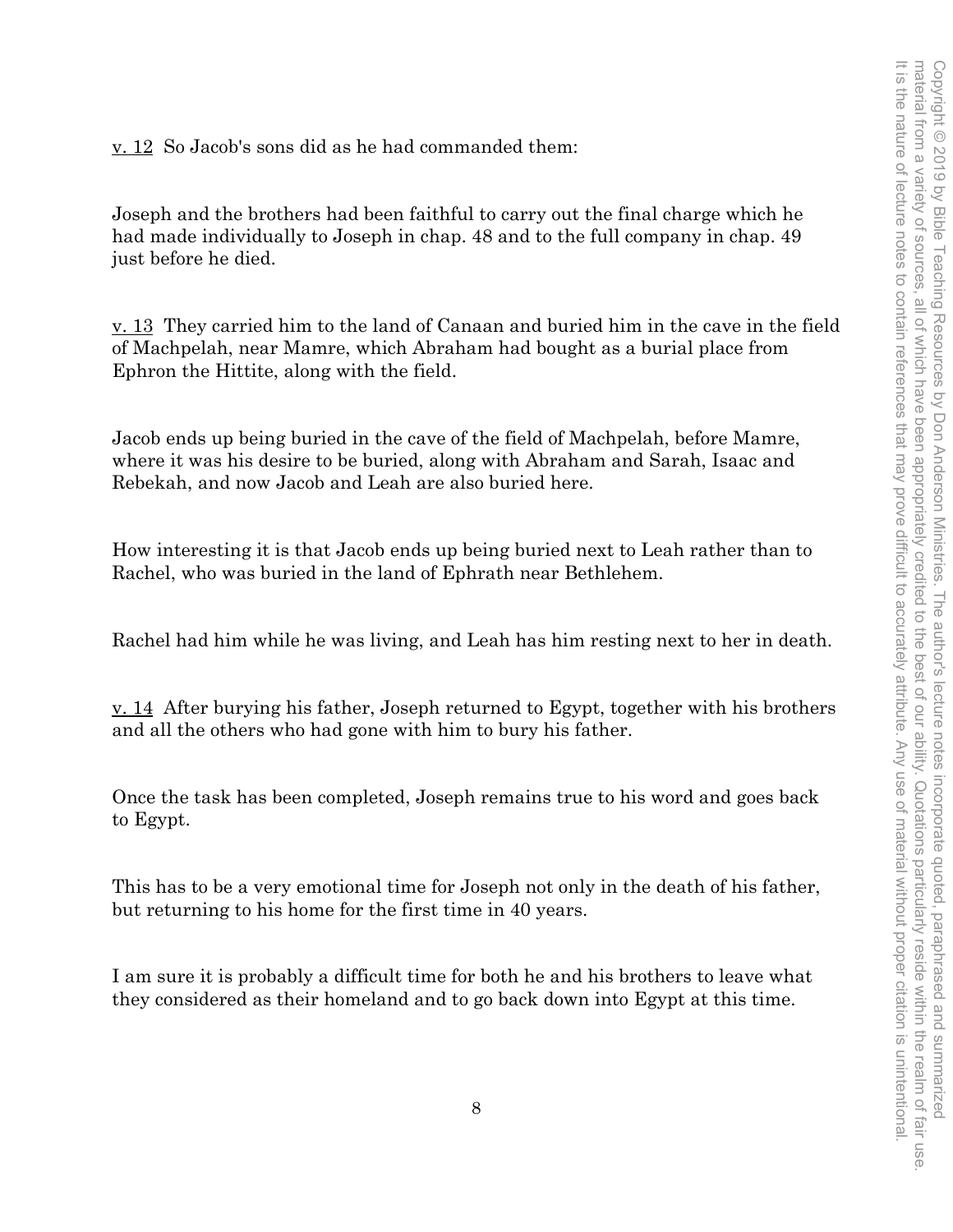v. 12 So Jacob's sons did as he had commanded them:

Joseph and the brothers had been faithful to carry out the final charge which he had made individually to Joseph in chap. 48 and to the full company in chap. 49 just before he died.

v. 13 They carried him to the land of Canaan and buried him in the cave in the field of Machpelah, near Mamre, which Abraham had bought as a burial place from Ephron the Hittite, along with the field.

Jacob ends up being buried in the cave of the field of Machpelah, before Mamre, where it was his desire to be buried, along with Abraham and Sarah, Isaac and Rebekah, and now Jacob and Leah are also buried here.

How interesting it is that Jacob ends up being buried next to Leah rather than to Rachel, who was buried in the land of Ephrath near Bethlehem.

Rachel had him while he was living, and Leah has him resting next to her in death.

v. 14 After burying his father, Joseph returned to Egypt, together with his brothers and all the others who had gone with him to bury his father.

Once the task has been completed, Joseph remains true to his word and goes back to Egypt.

This has to be a very emotional time for Joseph not only in the death of his father, but returning to his home for the first time in 40 years.

I am sure it is probably a difficult time for both he and his brothers to leave what they considered as their homeland and to go back down into Egypt at this time.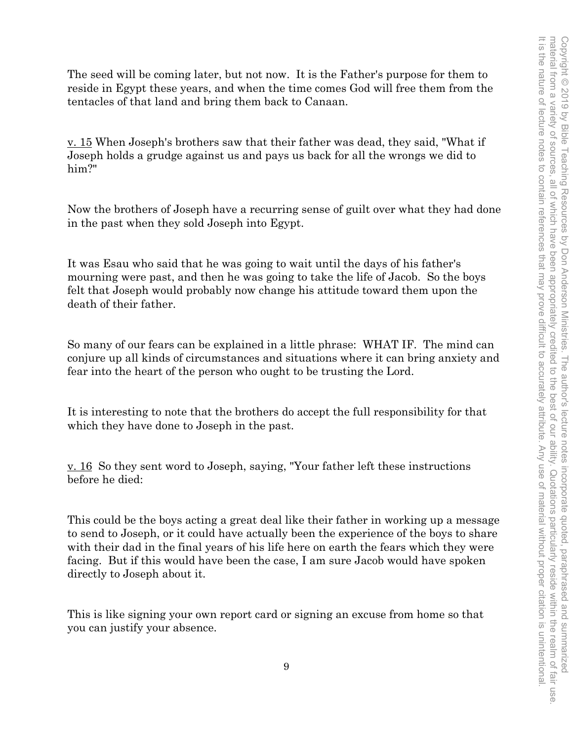The seed will be coming later, but not now. It is the Father's purpose for them to reside in Egypt these years, and when the time comes God will free them from the tentacles of that land and bring them back to Canaan.

v. 15 When Joseph's brothers saw that their father was dead, they said, "What if Joseph holds a grudge against us and pays us back for all the wrongs we did to him?"

Now the brothers of Joseph have a recurring sense of guilt over what they had done in the past when they sold Joseph into Egypt.

It was Esau who said that he was going to wait until the days of his father's mourning were past, and then he was going to take the life of Jacob. So the boys felt that Joseph would probably now change his attitude toward them upon the death of their father.

So many of our fears can be explained in a little phrase: WHAT IF. The mind can conjure up all kinds of circumstances and situations where it can bring anxiety and fear into the heart of the person who ought to be trusting the Lord.

It is interesting to note that the brothers do accept the full responsibility for that which they have done to Joseph in the past.

v. 16 So they sent word to Joseph, saying, "Your father left these instructions before he died:

This could be the boys acting a great deal like their father in working up a message to send to Joseph, or it could have actually been the experience of the boys to share with their dad in the final years of his life here on earth the fears which they were facing. But if this would have been the case, I am sure Jacob would have spoken directly to Joseph about it.

This is like signing your own report card or signing an excuse from home so that you can justify your absence.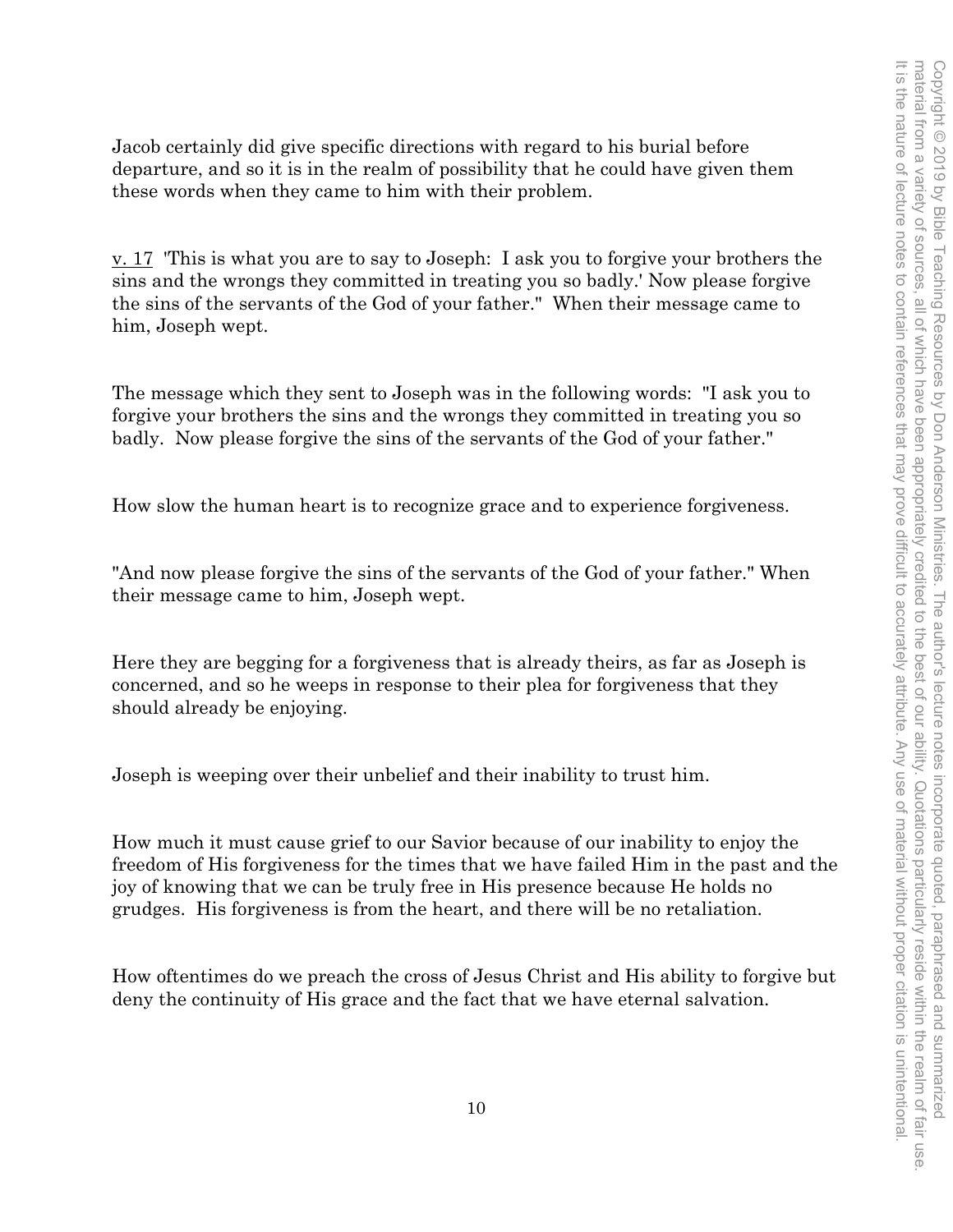Jacob certainly did give specific directions with regard to his burial before departure, and so it is in the realm of possibility that he could have given them these words when they came to him with their problem.

v. 17 'This is what you are to say to Joseph: I ask you to forgive your brothers the sins and the wrongs they committed in treating you so badly.' Now please forgive the sins of the servants of the God of your father." When their message came to him, Joseph wept.

The message which they sent to Joseph was in the following words: "I ask you to forgive your brothers the sins and the wrongs they committed in treating you so badly. Now please forgive the sins of the servants of the God of your father."

How slow the human heart is to recognize grace and to experience forgiveness.

"And now please forgive the sins of the servants of the God of your father." When their message came to him, Joseph wept.

Here they are begging for a forgiveness that is already theirs, as far as Joseph is concerned, and so he weeps in response to their plea for forgiveness that they should already be enjoying.

Joseph is weeping over their unbelief and their inability to trust him.

How much it must cause grief to our Savior because of our inability to enjoy the freedom of His forgiveness for the times that we have failed Him in the past and the joy of knowing that we can be truly free in His presence because He holds no grudges. His forgiveness is from the heart, and there will be no retaliation.

How oftentimes do we preach the cross of Jesus Christ and His ability to forgive but deny the continuity of His grace and the fact that we have eternal salvation.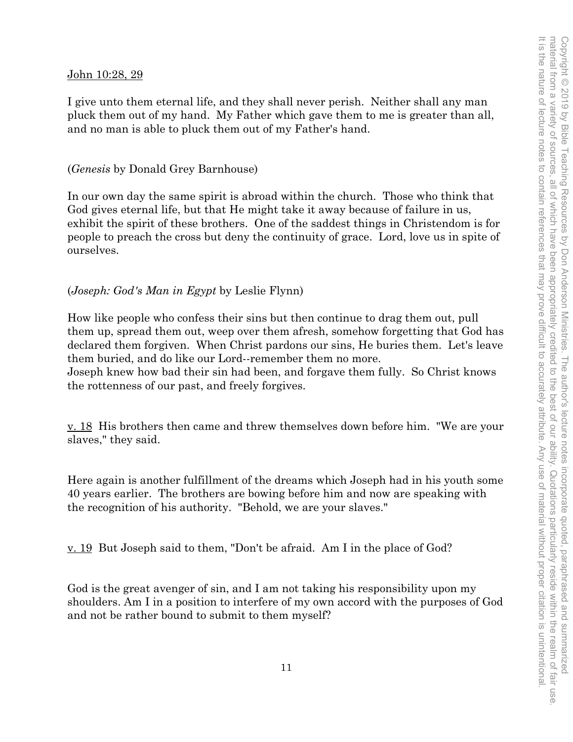John 10:28, 29

I give unto them eternal life, and they shall never perish. Neither shall any man pluck them out of my hand. My Father which gave them to me is greater than all, and no man is able to pluck them out of my Father's hand.

(*Genesis* by Donald Grey Barnhouse)

In our own day the same spirit is abroad within the church. Those who think that God gives eternal life, but that He might take it away because of failure in us, exhibit the spirit of these brothers. One of the saddest things in Christendom is for people to preach the cross but deny the continuity of grace. Lord, love us in spite of ourselves.

(*Joseph: God's Man in Egypt* by Leslie Flynn)

How like people who confess their sins but then continue to drag them out, pull them up, spread them out, weep over them afresh, somehow forgetting that God has declared them forgiven. When Christ pardons our sins, He buries them. Let's leave them buried, and do like our Lord--remember them no more.
Joseph knew how bad their sin had been, and forgave them fully. So Christ knows the rottenness of our past, and freely forgives.

v. 18 His brothers then came and threw themselves down before him. "We are your slaves," they said.

Here again is another fulfillment of the dreams which Joseph had in his youth some 40 years earlier. The brothers are bowing before him and now are speaking with the recognition of his authority. "Behold, we are your slaves."

v. 19 But Joseph said to them, "Don't be afraid. Am I in the place of God?

God is the great avenger of sin, and I am not taking his responsibility upon my shoulders. Am I in a position to interfere of my own accord with the purposes of God and not be rather bound to submit to them myself?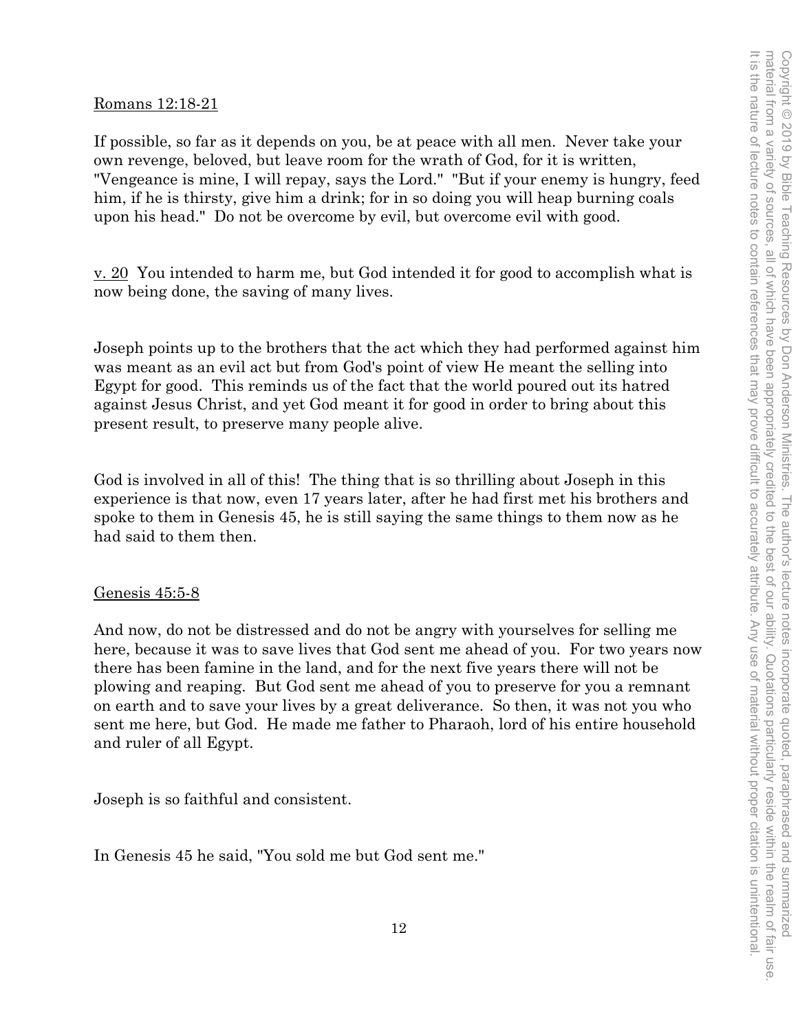Romans 12:18-21

If possible, so far as it depends on you, be at peace with all men. Never take your own revenge, beloved, but leave room for the wrath of God, for it is written, "Vengeance is mine, I will repay, says the Lord." "But if your enemy is hungry, feed him, if he is thirsty, give him a drink; for in so doing you will heap burning coals upon his head." Do not be overcome by evil, but overcome evil with good.

v. 20 You intended to harm me, but God intended it for good to accomplish what is now being done, the saving of many lives.

Joseph points up to the brothers that the act which they had performed against him was meant as an evil act but from God's point of view He meant the selling into Egypt for good. This reminds us of the fact that the world poured out its hatred against Jesus Christ, and yet God meant it for good in order to bring about this present result, to preserve many people alive.

God is involved in all of this! The thing that is so thrilling about Joseph in this experience is that now, even 17 years later, after he had first met his brothers and spoke to them in Genesis 45, he is still saying the same things to them now as he had said to them then.

Genesis 45:5-8

And now, do not be distressed and do not be angry with yourselves for selling me here, because it was to save lives that God sent me ahead of you. For two years now there has been famine in the land, and for the next five years there will not be plowing and reaping. But God sent me ahead of you to preserve for you a remnant on earth and to save your lives by a great deliverance. So then, it was not you who sent me here, but God. He made me father to Pharaoh, lord of his entire household and ruler of all Egypt.

Joseph is so faithful and consistent.

In Genesis 45 he said, "You sold me but God sent me."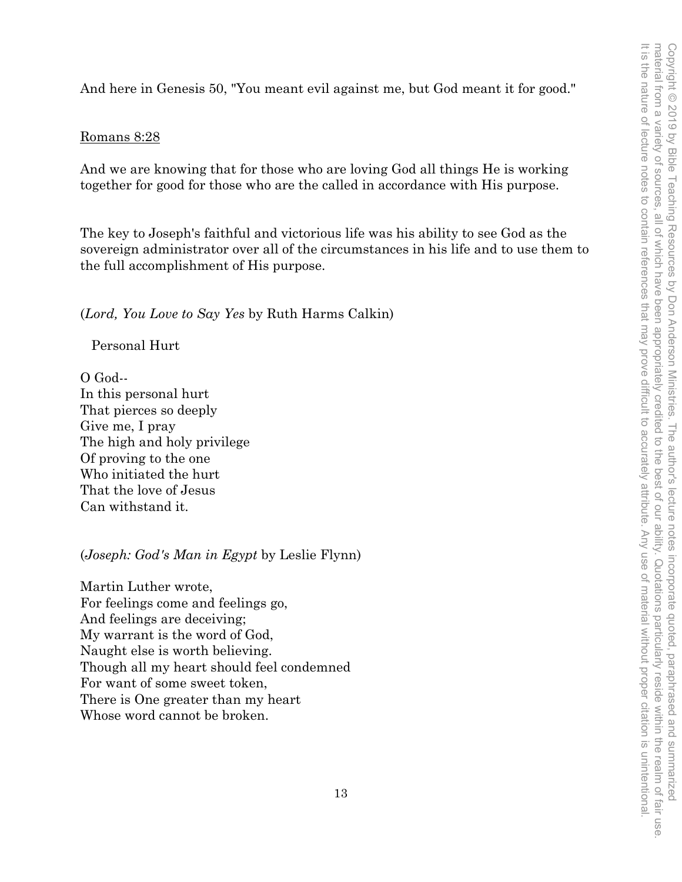And here in Genesis 50, "You meant evil against me, but God meant it for good."

Romans 8:28

And we are knowing that for those who are loving God all things He is working together for good for those who are the called in accordance with His purpose.

The key to Joseph's faithful and victorious life was his ability to see God as the sovereign administrator over all of the circumstances in his life and to use them to the full accomplishment of His purpose.

(*Lord, You Love to Say Yes* by Ruth Harms Calkin)

Personal Hurt

O God--
In this personal hurt
That pierces so deeply
Give me, I pray
The high and holy privilege
Of proving to the one
Who initiated the hurt
That the love of Jesus
Can withstand it.

(*Joseph: God's Man in Egypt* by Leslie Flynn)

Martin Luther wrote,
For feelings come and feelings go,
And feelings are deceiving;
My warrant is the word of God,
Naught else is worth believing.
Though all my heart should feel condemned
For want of some sweet token,
There is One greater than my heart
Whose word cannot be broken.

Copyright © 2019 by Bible Teaching Resources by Don Anderson Ministries. The author's lecture notes incorporate quoted, paraphrased and summarized material from a variety of sources, all of which have been appropriately credited to the best of our ability. Quotations particularly reside within the realm of fair use. It is the nature of lecture notes to contain references that may prove difficult to accurately attribute. Any use of material without proper citation is unintentional.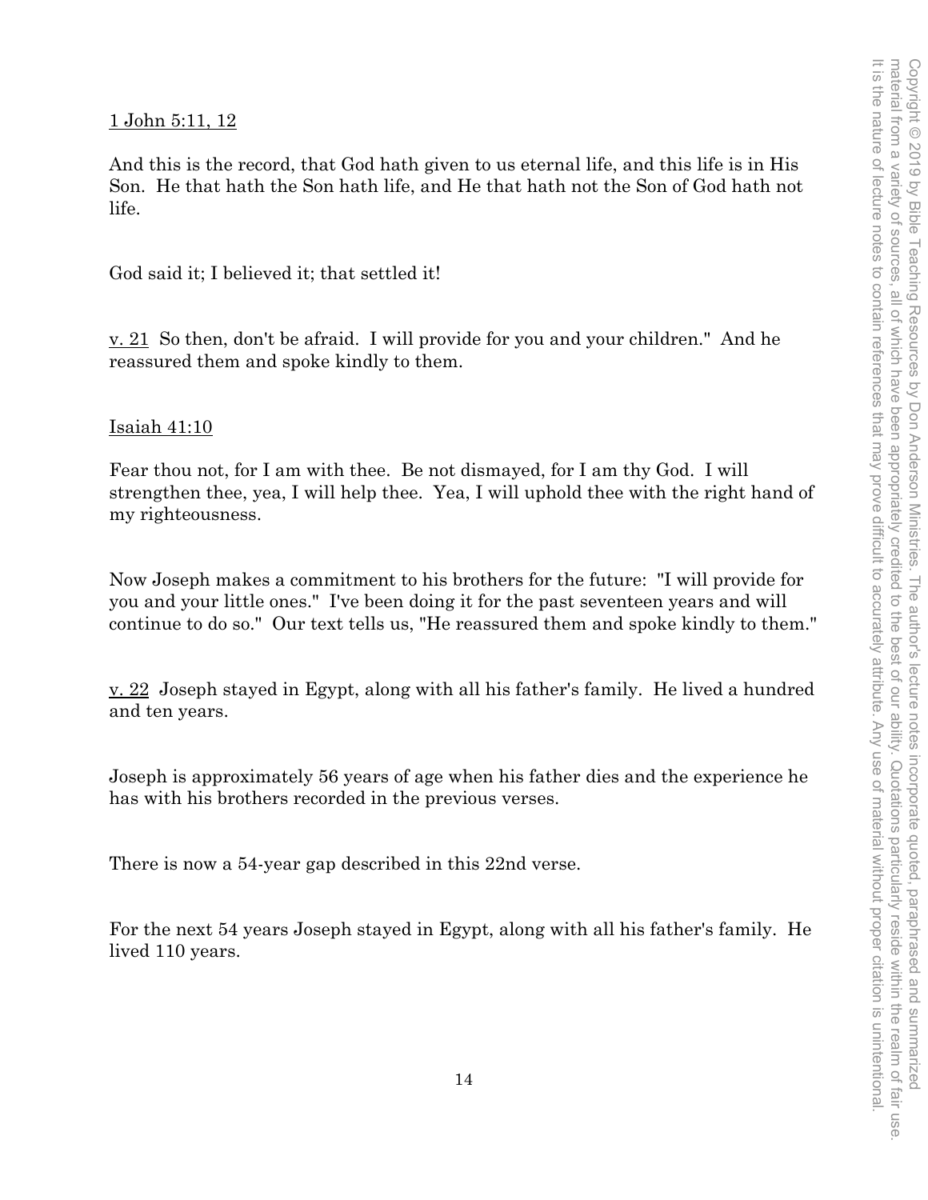1 John 5:11, 12

And this is the record, that God hath given to us eternal life, and this life is in His Son. He that hath the Son hath life, and He that hath not the Son of God hath not life.

God said it; I believed it; that settled it!

v. 21 So then, don't be afraid. I will provide for you and your children." And he reassured them and spoke kindly to them.

Isaiah 41:10

Fear thou not, for I am with thee. Be not dismayed, for I am thy God. I will strengthen thee, yea, I will help thee. Yea, I will uphold thee with the right hand of my righteousness.

Now Joseph makes a commitment to his brothers for the future: "I will provide for you and your little ones." I've been doing it for the past seventeen years and will continue to do so." Our text tells us, "He reassured them and spoke kindly to them."

v. 22 Joseph stayed in Egypt, along with all his father's family. He lived a hundred and ten years.

Joseph is approximately 56 years of age when his father dies and the experience he has with his brothers recorded in the previous verses.

There is now a 54-year gap described in this 22nd verse.

For the next 54 years Joseph stayed in Egypt, along with all his father's family. He lived 110 years.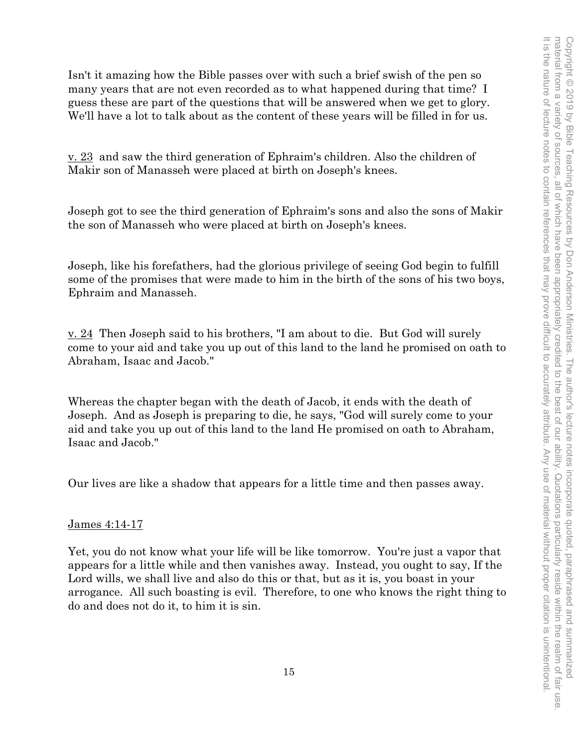Isn't it amazing how the Bible passes over with such a brief swish of the pen so many years that are not even recorded as to what happened during that time? I guess these are part of the questions that will be answered when we get to glory. We'll have a lot to talk about as the content of these years will be filled in for us.

v. 23 and saw the third generation of Ephraim's children. Also the children of Makir son of Manasseh were placed at birth on Joseph's knees.

Joseph got to see the third generation of Ephraim's sons and also the sons of Makir the son of Manasseh who were placed at birth on Joseph's knees.

Joseph, like his forefathers, had the glorious privilege of seeing God begin to fulfill some of the promises that were made to him in the birth of the sons of his two boys, Ephraim and Manasseh.

v. 24 Then Joseph said to his brothers, "I am about to die. But God will surely come to your aid and take you up out of this land to the land he promised on oath to Abraham, Isaac and Jacob."

Whereas the chapter began with the death of Jacob, it ends with the death of Joseph. And as Joseph is preparing to die, he says, "God will surely come to your aid and take you up out of this land to the land He promised on oath to Abraham, Isaac and Jacob."

Our lives are like a shadow that appears for a little time and then passes away.

James 4:14-17

Yet, you do not know what your life will be like tomorrow. You're just a vapor that appears for a little while and then vanishes away. Instead, you ought to say, If the Lord wills, we shall live and also do this or that, but as it is, you boast in your arrogance. All such boasting is evil. Therefore, to one who knows the right thing to do and does not do it, to him it is sin.

Copyright © 2019 by Bible Teaching Resources by Don Anderson Ministries. The author's lecture notes incorporate quoted, paraphrased and summarized material from a variety of sources, all of which have been appropriately credited to the best of our ability. Quotations particularly reside within the realm of fair use. It is the nature of lecture notes to contain references that may prove difficult to accurately attribute. Any use of material without proper citation is unintentional.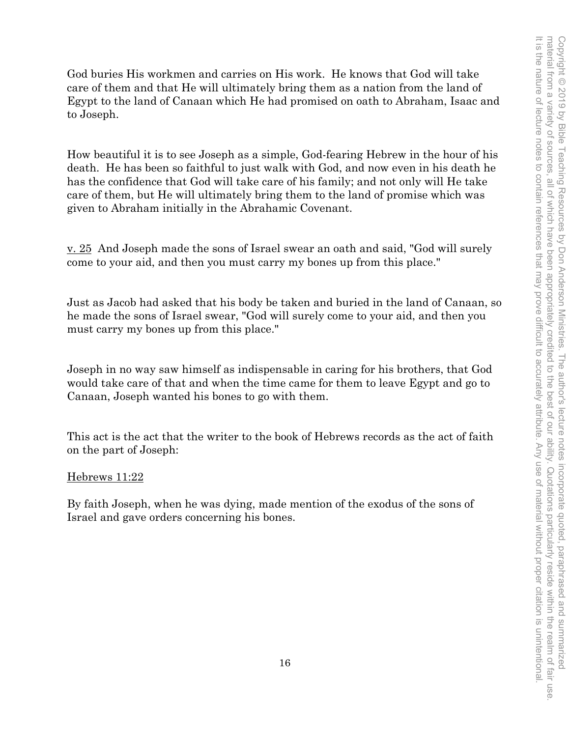God buries His workmen and carries on His work. He knows that God will take care of them and that He will ultimately bring them as a nation from the land of Egypt to the land of Canaan which He had promised on oath to Abraham, Isaac and to Joseph.

How beautiful it is to see Joseph as a simple, God-fearing Hebrew in the hour of his death. He has been so faithful to just walk with God, and now even in his death he has the confidence that God will take care of his family; and not only will He take care of them, but He will ultimately bring them to the land of promise which was given to Abraham initially in the Abrahamic Covenant.

v. 25 And Joseph made the sons of Israel swear an oath and said, "God will surely come to your aid, and then you must carry my bones up from this place."

Just as Jacob had asked that his body be taken and buried in the land of Canaan, so he made the sons of Israel swear, "God will surely come to your aid, and then you must carry my bones up from this place."

Joseph in no way saw himself as indispensable in caring for his brothers, that God would take care of that and when the time came for them to leave Egypt and go to Canaan, Joseph wanted his bones to go with them.

This act is the act that the writer to the book of Hebrews records as the act of faith on the part of Joseph:

Hebrews 11:22

By faith Joseph, when he was dying, made mention of the exodus of the sons of Israel and gave orders concerning his bones.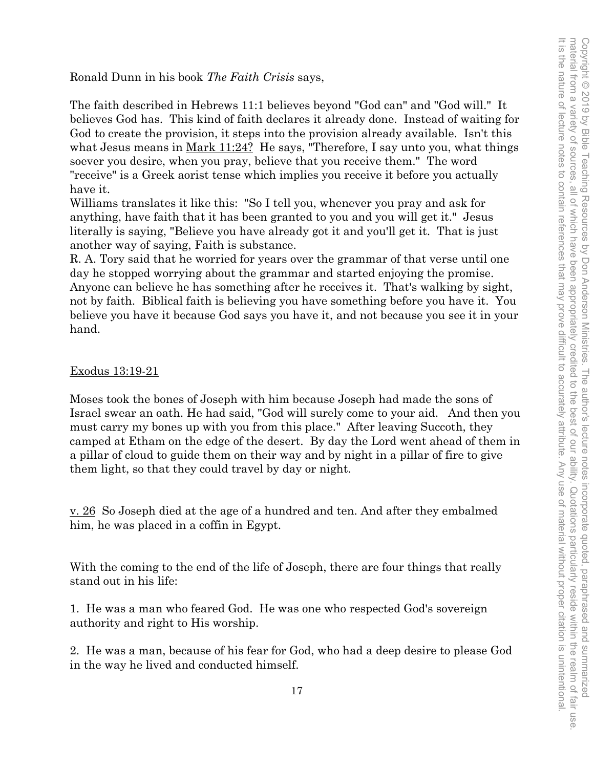Ronald Dunn in his book *The Faith Crisis* says,

The faith described in Hebrews 11:1 believes beyond "God can" and "God will." It believes God has. This kind of faith declares it already done. Instead of waiting for God to create the provision, it steps into the provision already available. Isn't this what Jesus means in Mark 11:24? He says, "Therefore, I say unto you, what things soever you desire, when you pray, believe that you receive them." The word "receive" is a Greek aorist tense which implies you receive it before you actually have it.
Williams translates it like this: "So I tell you, whenever you pray and ask for anything, have faith that it has been granted to you and you will get it." Jesus literally is saying, "Believe you have already got it and you'll get it. That is just another way of saying, Faith is substance.
R. A. Tory said that he worried for years over the grammar of that verse until one day he stopped worrying about the grammar and started enjoying the promise. Anyone can believe he has something after he receives it. That's walking by sight, not by faith. Biblical faith is believing you have something before you have it. You believe you have it because God says you have it, and not because you see it in your hand.

Exodus 13:19-21

Moses took the bones of Joseph with him because Joseph had made the sons of Israel swear an oath. He had said, "God will surely come to your aid. And then you must carry my bones up with you from this place." After leaving Succoth, they camped at Etham on the edge of the desert. By day the Lord went ahead of them in a pillar of cloud to guide them on their way and by night in a pillar of fire to give them light, so that they could travel by day or night.

v. 26 So Joseph died at the age of a hundred and ten. And after they embalmed him, he was placed in a coffin in Egypt.

With the coming to the end of the life of Joseph, there are four things that really stand out in his life:

1. He was a man who feared God. He was one who respected God's sovereign authority and right to His worship.

2. He was a man, because of his fear for God, who had a deep desire to please God in the way he lived and conducted himself.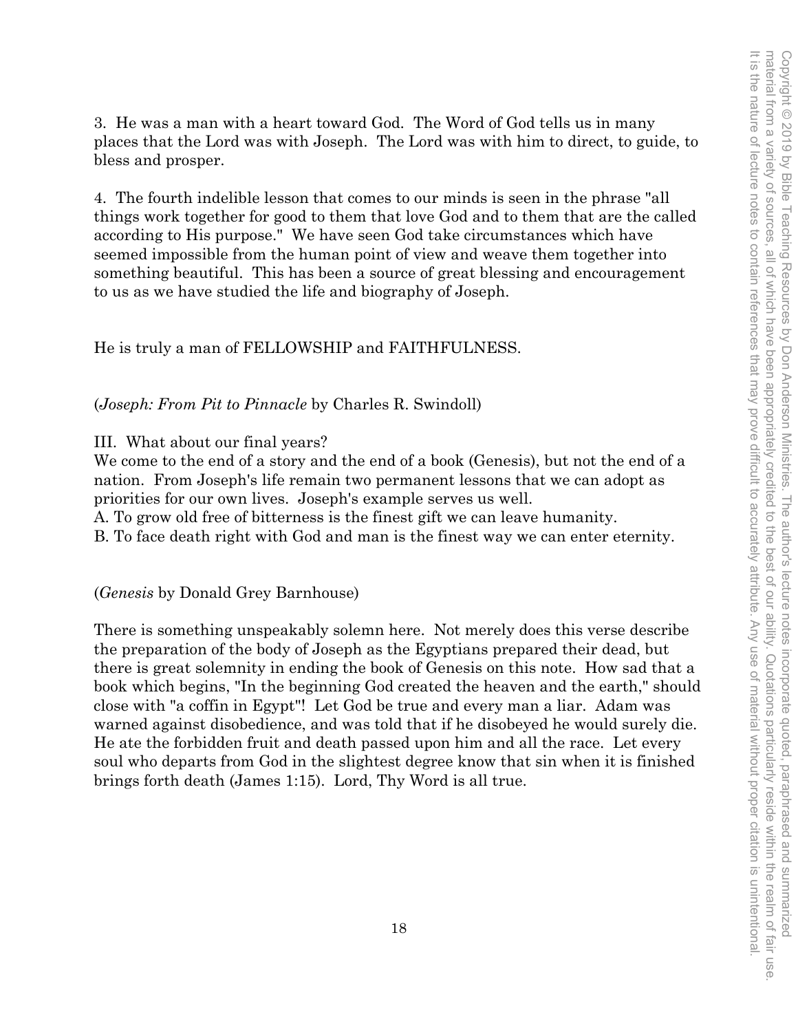3. He was a man with a heart toward God. The Word of God tells us in many places that the Lord was with Joseph. The Lord was with him to direct, to guide, to bless and prosper.

4. The fourth indelible lesson that comes to our minds is seen in the phrase "all things work together for good to them that love God and to them that are the called according to His purpose." We have seen God take circumstances which have seemed impossible from the human point of view and weave them together into something beautiful. This has been a source of great blessing and encouragement to us as we have studied the life and biography of Joseph.

He is truly a man of FELLOWSHIP and FAITHFULNESS.

(*Joseph: From Pit to Pinnacle* by Charles R. Swindoll)

III. What about our final years?
We come to the end of a story and the end of a book (Genesis), but not the end of a nation. From Joseph's life remain two permanent lessons that we can adopt as priorities for our own lives. Joseph's example serves us well.
A. To grow old free of bitterness is the finest gift we can leave humanity.
B. To face death right with God and man is the finest way we can enter eternity.

(*Genesis* by Donald Grey Barnhouse)

There is something unspeakably solemn here. Not merely does this verse describe the preparation of the body of Joseph as the Egyptians prepared their dead, but there is great solemnity in ending the book of Genesis on this note. How sad that a book which begins, "In the beginning God created the heaven and the earth," should close with "a coffin in Egypt"! Let God be true and every man a liar. Adam was warned against disobedience, and was told that if he disobeyed he would surely die. He ate the forbidden fruit and death passed upon him and all the race. Let every soul who departs from God in the slightest degree know that sin when it is finished brings forth death (James 1:15). Lord, Thy Word is all true.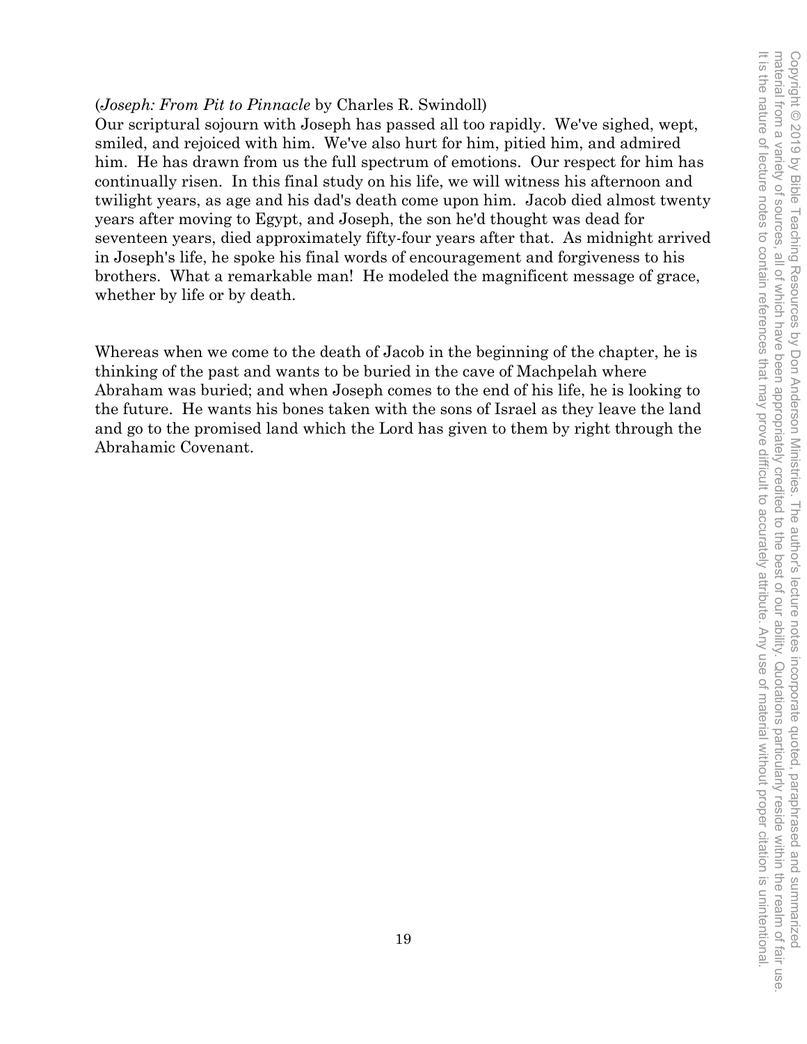(*Joseph: From Pit to Pinnacle* by Charles R. Swindoll)
Our scriptural sojourn with Joseph has passed all too rapidly. We've sighed, wept, smiled, and rejoiced with him. We've also hurt for him, pitied him, and admired him. He has drawn from us the full spectrum of emotions. Our respect for him has continually risen. In this final study on his life, we will witness his afternoon and twilight years, as age and his dad's death come upon him. Jacob died almost twenty years after moving to Egypt, and Joseph, the son he'd thought was dead for seventeen years, died approximately fifty-four years after that. As midnight arrived in Joseph's life, he spoke his final words of encouragement and forgiveness to his brothers. What a remarkable man! He modeled the magnificent message of grace, whether by life or by death.

Whereas when we come to the death of Jacob in the beginning of the chapter, he is thinking of the past and wants to be buried in the cave of Machpelah where Abraham was buried; and when Joseph comes to the end of his life, he is looking to the future. He wants his bones taken with the sons of Israel as they leave the land and go to the promised land which the Lord has given to them by right through the Abrahamic Covenant.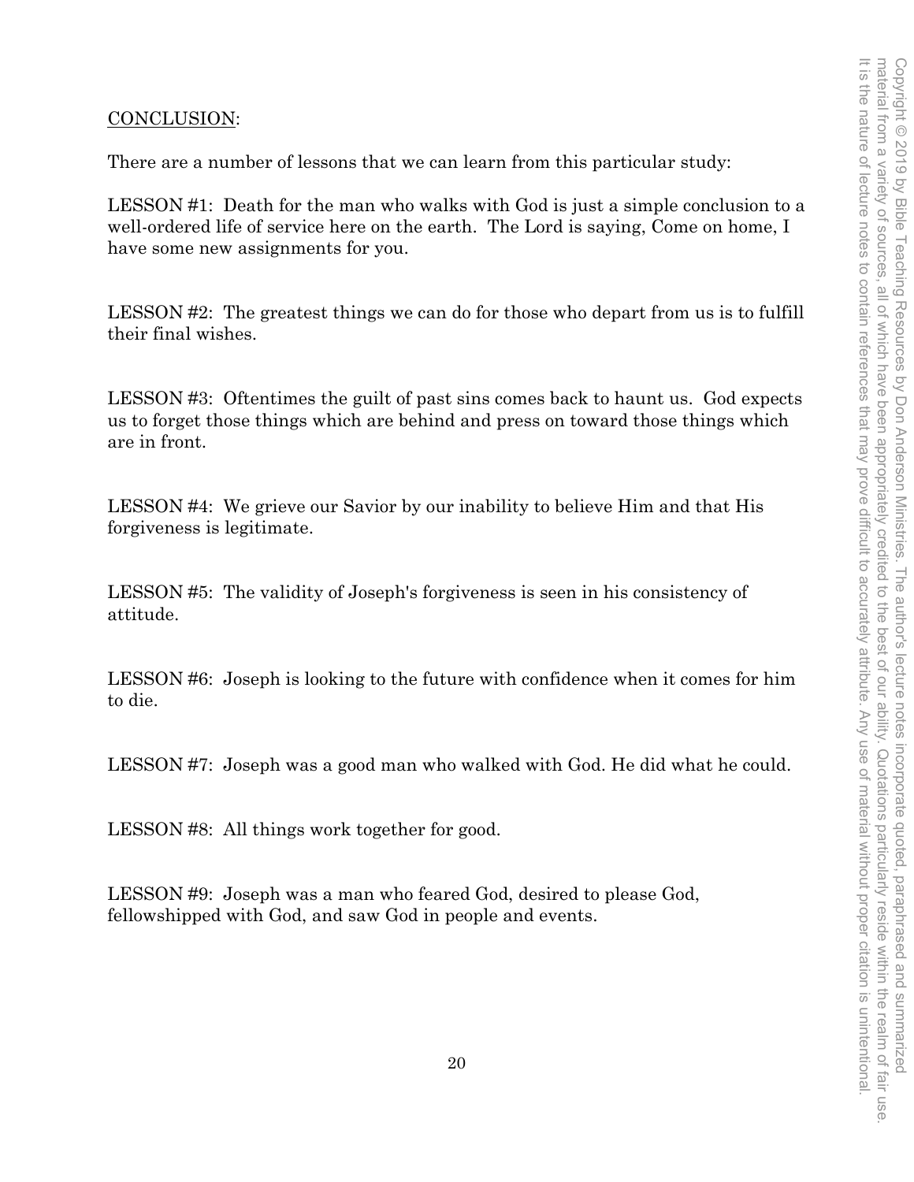## CONCLUSION:

There are a number of lessons that we can learn from this particular study:

LESSON #1: Death for the man who walks with God is just a simple conclusion to a well-ordered life of service here on the earth. The Lord is saying, Come on home, I have some new assignments for you.

LESSON #2: The greatest things we can do for those who depart from us is to fulfill their final wishes.

LESSON #3: Oftentimes the guilt of past sins comes back to haunt us. God expects us to forget those things which are behind and press on toward those things which are in front.

LESSON #4: We grieve our Savior by our inability to believe Him and that His forgiveness is legitimate.

LESSON #5: The validity of Joseph's forgiveness is seen in his consistency of attitude.

LESSON #6: Joseph is looking to the future with confidence when it comes for him to die.

LESSON #7: Joseph was a good man who walked with God. He did what he could.

LESSON #8: All things work together for good.

LESSON #9: Joseph was a man who feared God, desired to please God, fellowshipped with God, and saw God in people and events.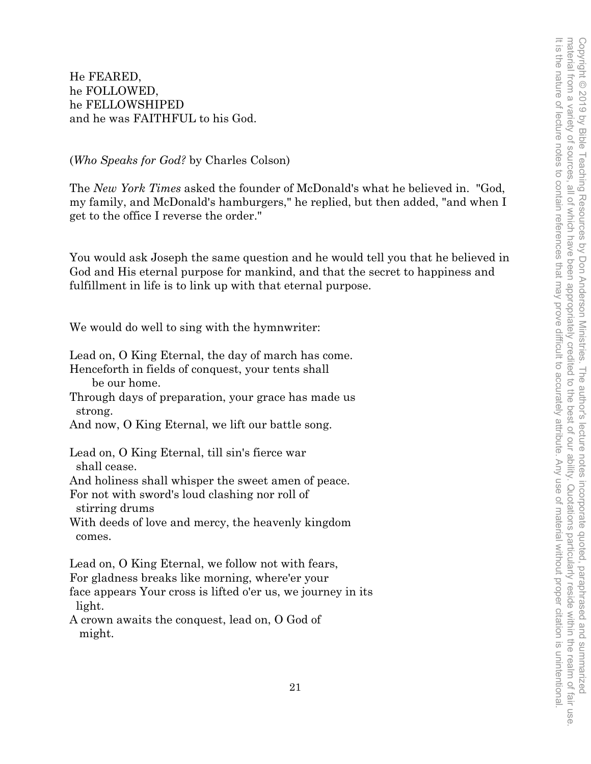He FEARED,
he FOLLOWED,
he FELLOWSHIPED
and he was FAITHFUL to his God.

(*Who Speaks for God?* by Charles Colson)

The *New York Times* asked the founder of McDonald's what he believed in. "God, my family, and McDonald's hamburgers," he replied, but then added, "and when I get to the office I reverse the order."

You would ask Joseph the same question and he would tell you that he believed in God and His eternal purpose for mankind, and that the secret to happiness and fulfillment in life is to link up with that eternal purpose.

We would do well to sing with the hymnwriter:

Lead on, O King Eternal, the day of march has come.
Henceforth in fields of conquest, your tents shall
be our home.
Through days of preparation, your grace has made us
strong.
And now, O King Eternal, we lift our battle song.

Lead on, O King Eternal, till sin's fierce war
shall cease.
And holiness shall whisper the sweet amen of peace.
For not with sword's loud clashing nor roll of
stirring drums
With deeds of love and mercy, the heavenly kingdom
comes.

Lead on, O King Eternal, we follow not with fears,
For gladness breaks like morning, where'er your
face appears Your cross is lifted o'er us, we journey in its
light.
A crown awaits the conquest, lead on, O God of
might.